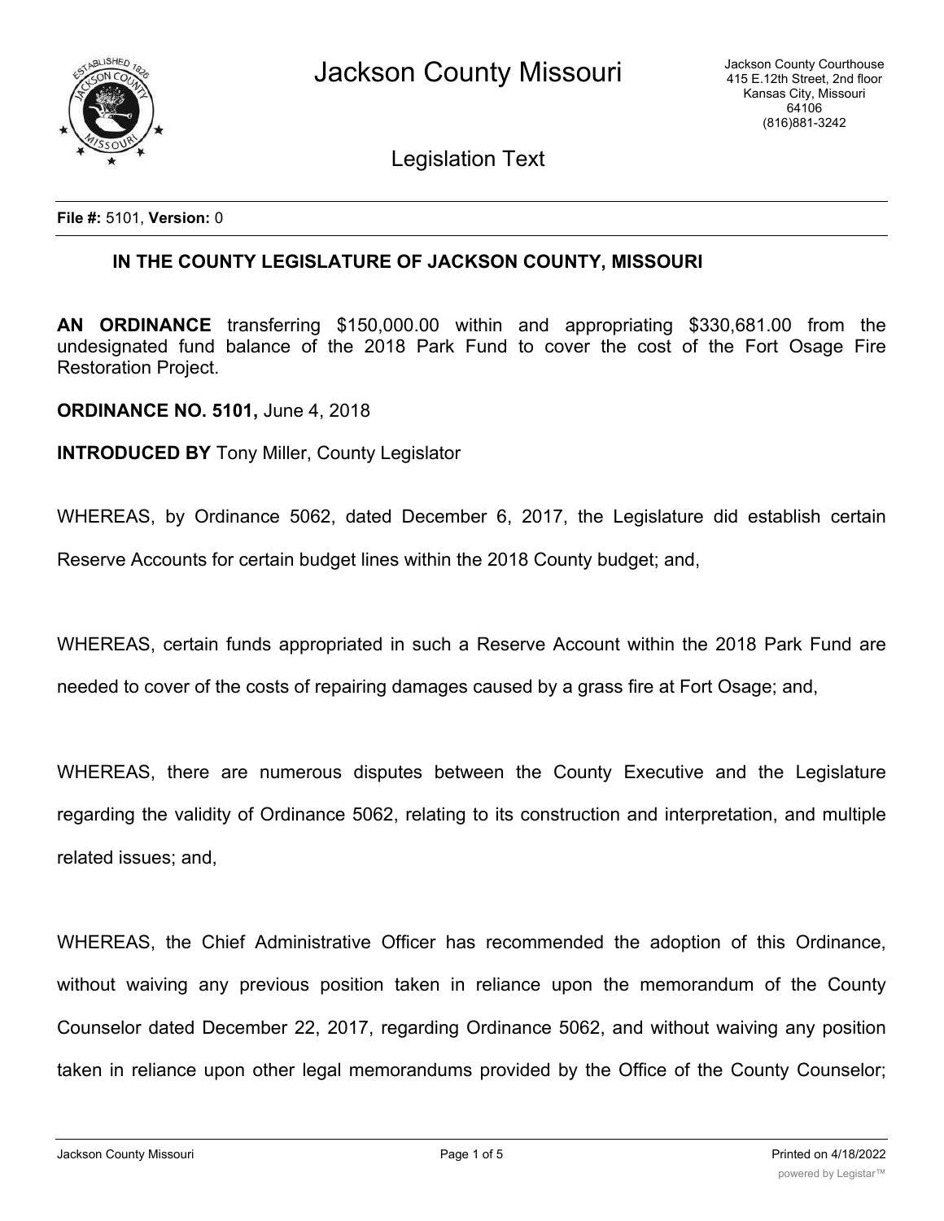# Jackson County Missouri

Jackson County Courthouse
415 E.12th Street, 2nd floor
Kansas City, Missouri
64106
(816)881-3242

## Legislation Text

**File #:** 5101, **Version:** 0

### IN THE COUNTY LEGISLATURE OF JACKSON COUNTY, MISSOURI

**AN ORDINANCE** transferring $150,000.00 within and appropriating $330,681.00 from the undesignated fund balance of the 2018 Park Fund to cover the cost of the Fort Osage Fire Restoration Project.

**ORDINANCE NO. 5101,** June 4, 2018

**INTRODUCED BY** Tony Miller, County Legislator

WHEREAS, by Ordinance 5062, dated December 6, 2017, the Legislature did establish certain Reserve Accounts for certain budget lines within the 2018 County budget; and,

WHEREAS, certain funds appropriated in such a Reserve Account within the 2018 Park Fund are needed to cover of the costs of repairing damages caused by a grass fire at Fort Osage; and,

WHEREAS, there are numerous disputes between the County Executive and the Legislature regarding the validity of Ordinance 5062, relating to its construction and interpretation, and multiple related issues; and,

WHEREAS, the Chief Administrative Officer has recommended the adoption of this Ordinance, without waiving any previous position taken in reliance upon the memorandum of the County Counselor dated December 22, 2017, regarding Ordinance 5062, and without waiving any position taken in reliance upon other legal memorandums provided by the Office of the County Counselor;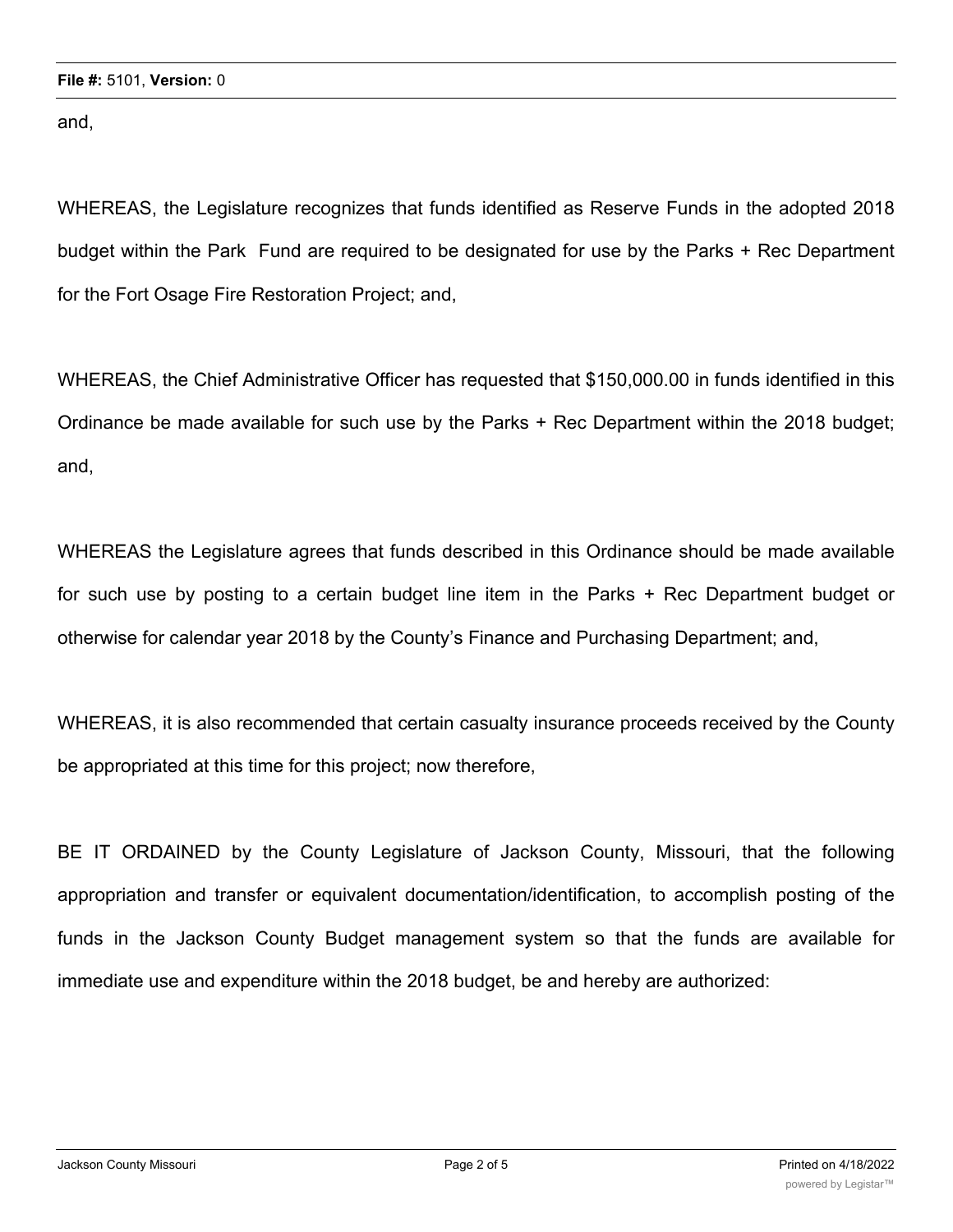and,

WHEREAS, the Legislature recognizes that funds identified as Reserve Funds in the adopted 2018 budget within the Park Fund are required to be designated for use by the Parks + Rec Department for the Fort Osage Fire Restoration Project; and,

WHEREAS, the Chief Administrative Officer has requested that $150,000.00 in funds identified in this Ordinance be made available for such use by the Parks + Rec Department within the 2018 budget; and,

WHEREAS the Legislature agrees that funds described in this Ordinance should be made available for such use by posting to a certain budget line item in the Parks + Rec Department budget or otherwise for calendar year 2018 by the County's Finance and Purchasing Department; and,

WHEREAS, it is also recommended that certain casualty insurance proceeds received by the County be appropriated at this time for this project; now therefore,

BE IT ORDAINED by the County Legislature of Jackson County, Missouri, that the following appropriation and transfer or equivalent documentation/identification, to accomplish posting of the funds in the Jackson County Budget management system so that the funds are available for immediate use and expenditure within the 2018 budget, be and hereby are authorized: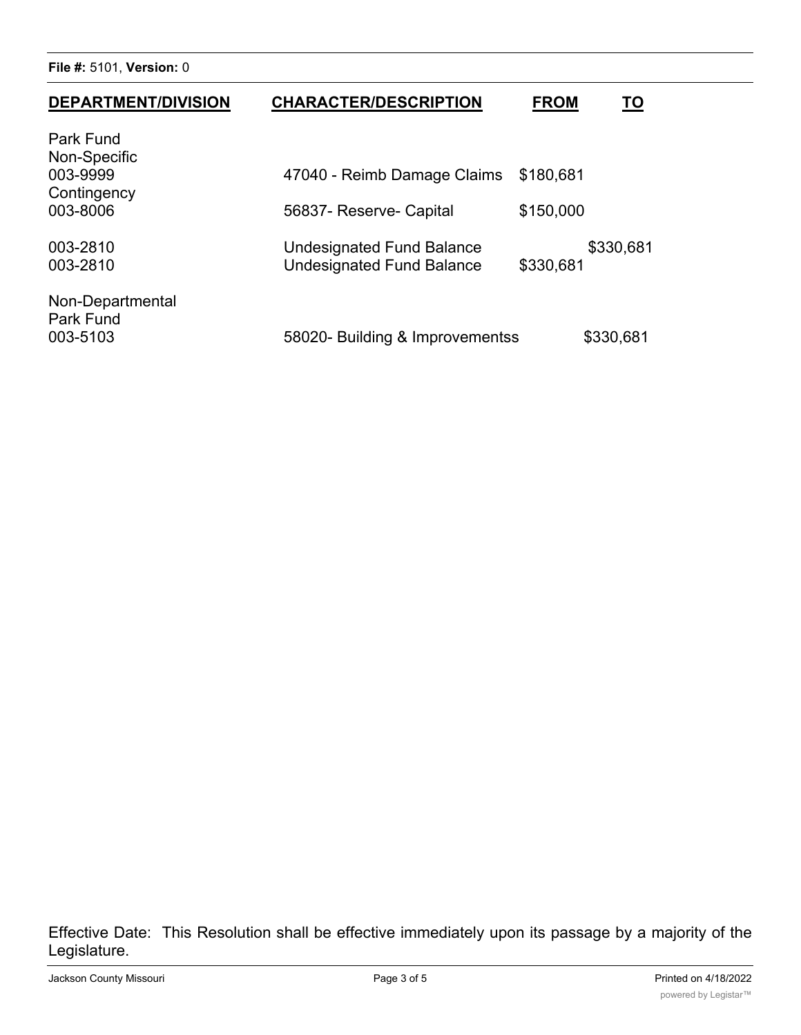**File #:** 5101, **Version:** 0

| DEPARTMENT/DIVISION | CHARACTER/DESCRIPTION | FROM | TO |
|---|---|---|---|
| Park Fund | | | |
| Non-Specific | | | |
| 003-9999 | 47040 - Reimb Damage Claims | $180,681 | |
| Contingency | | | |
| 003-8006 | 56837- Reserve- Capital | $150,000 | |
| 003-2810 | Undesignated Fund Balance | | $330,681 |
| 003-2810 | Undesignated Fund Balance | $330,681 | |
| Non-Departmental | | | |
| Park Fund | | | |
| 003-5103 | 58020- Building & Improvementss | | $330,681 |

Effective Date: This Resolution shall be effective immediately upon its passage by a majority of the Legislature.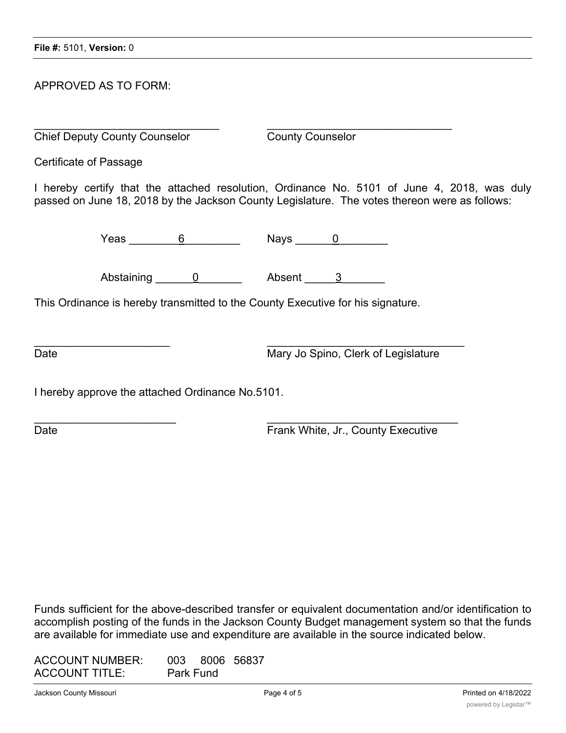APPROVED AS TO FORM:

______________________________ ______________________________
Chief Deputy County Counselor County Counselor

Certificate of Passage

I hereby certify that the attached resolution, Ordinance No. 5101 of June 4, 2018, was duly passed on June 18, 2018 by the Jackson County Legislature. The votes thereon were as follows:

Yeas ________6_________ Nays ______0________

Abstaining ______0_______ Absent _____3_______

This Ordinance is hereby transmitted to the County Executive for his signature.

______________________ ________________________________
Date Mary Jo Spino, Clerk of Legislature

I hereby approve the attached Ordinance No.5101.

_______________________ _______________________________
Date Frank White, Jr., County Executive

Funds sufficient for the above-described transfer or equivalent documentation and/or identification to accomplish posting of the funds in the Jackson County Budget management system so that the funds are available for immediate use and expenditure are available in the source indicated below.

ACCOUNT NUMBER: 003 8006 56837
ACCOUNT TITLE: Park Fund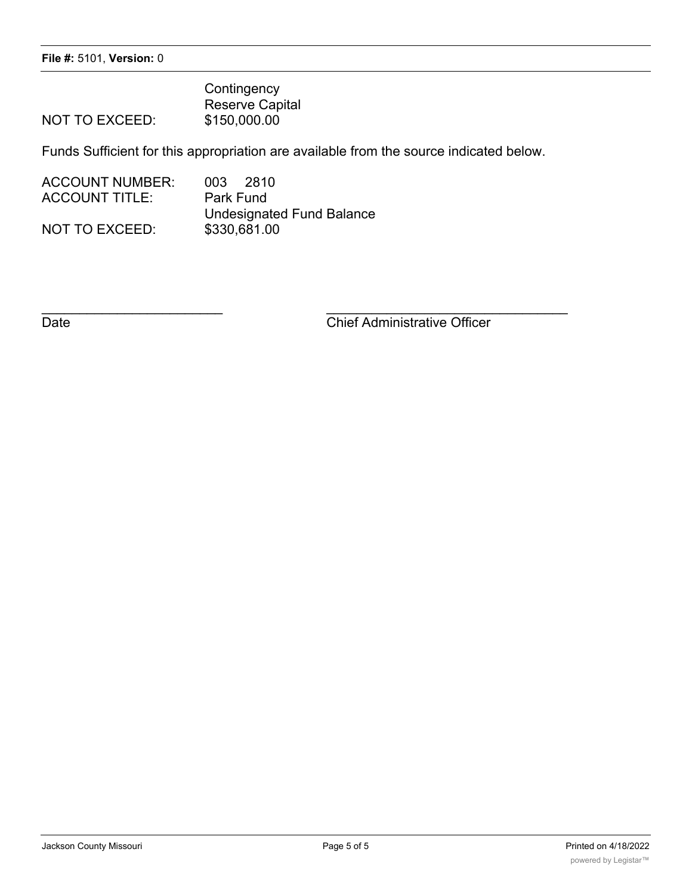| | |
|---|---|
| | Contingency |
| | Reserve Capital |
| NOT TO EXCEED: | $150,000.00 |

Funds Sufficient for this appropriation are available from the source indicated below.

| | |
|---|---|
| ACCOUNT NUMBER: | 003 2810 |
| ACCOUNT TITLE: | Park Fund |
| | Undesignated Fund Balance |
| NOT TO EXCEED: | $330,681.00 |

\_\_\_\_\_\_\_\_\_\_\_\_\_\_\_\_\_\_\_\_\_\_\_\_ \_\_\_\_\_\_\_\_\_\_\_\_\_\_\_\_\_\_\_\_\_\_\_\_\_\_\_\_\_\_\_\_

Date Chief Administrative Officer